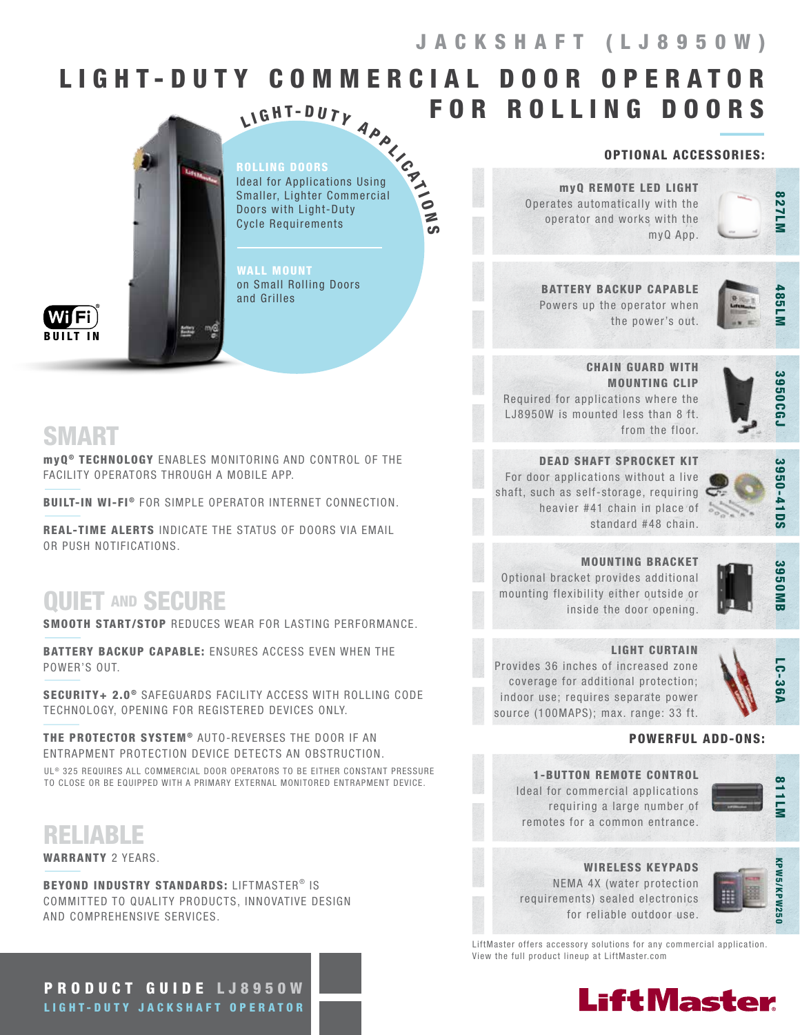# JACKSHAFT (LJ8950W)

# LIGHT-DUTY COMMERCIAL DOOR OPERATOR FOR ROLLING DOORS

**LIGHT-DUTY APPLICATIONS**

**ROLLING DOORS**
Ideal for Applications Using Smaller, Lighter Commercial Doors with Light-Duty Cycle Requirements

**WALL MOUNT**
on Small Rolling Doors and Grilles

Wi-Fi BUILT IN

## SMART

**myQ® TECHNOLOGY** ENABLES MONITORING AND CONTROL OF THE FACILITY OPERATORS THROUGH A MOBILE APP.

**BUILT-IN WI-FI®** FOR SIMPLE OPERATOR INTERNET CONNECTION.

**REAL-TIME ALERTS** INDICATE THE STATUS OF DOORS VIA EMAIL OR PUSH NOTIFICATIONS.

## QUIET AND SECURE

**SMOOTH START/STOP** REDUCES WEAR FOR LASTING PERFORMANCE.

**BATTERY BACKUP CAPABLE:** ENSURES ACCESS EVEN WHEN THE POWER'S OUT.

**SECURITY+ 2.0®** SAFEGUARDS FACILITY ACCESS WITH ROLLING CODE TECHNOLOGY, OPENING FOR REGISTERED DEVICES ONLY.

**THE PROTECTOR SYSTEM®** AUTO-REVERSES THE DOOR IF AN ENTRAPMENT PROTECTION DEVICE DETECTS AN OBSTRUCTION.

UL® 325 REQUIRES ALL COMMERCIAL DOOR OPERATORS TO BE EITHER CONSTANT PRESSURE TO CLOSE OR BE EQUIPPED WITH A PRIMARY EXTERNAL MONITORED ENTRAPMENT DEVICE.

## RELIABLE

**WARRANTY** 2 YEARS.

**BEYOND INDUSTRY STANDARDS:** LIFTMASTER® IS COMMITTED TO QUALITY PRODUCTS, INNOVATIVE DESIGN AND COMPREHENSIVE SERVICES.

## OPTIONAL ACCESSORIES:

**myQ REMOTE LED LIGHT** (827LM)
Operates automatically with the operator and works with the myQ App.

**BATTERY BACKUP CAPABLE** (485LM)
Powers up the operator when the power's out.

**CHAIN GUARD WITH MOUNTING CLIP** (3950CGJ)
Required for applications where the LJ8950W is mounted less than 8 ft. from the floor.

**DEAD SHAFT SPROCKET KIT** (3950-41DS)
For door applications without a live shaft, such as self-storage, requiring heavier #41 chain in place of standard #48 chain.

**MOUNTING BRACKET** (3950MB)
Optional bracket provides additional mounting flexibility either outside or inside the door opening.

**LIGHT CURTAIN** (LC-36A)
Provides 36 inches of increased zone coverage for additional protection; indoor use; requires separate power source (100MAPS); max. range: 33 ft.

## POWERFUL ADD-ONS:

**1-BUTTON REMOTE CONTROL** (811LM)
Ideal for commercial applications requiring a large number of remotes for a common entrance.

**WIRELESS KEYPADS** (KPW5/KPW250)
NEMA 4X (water protection requirements) sealed electronics for reliable outdoor use.

LiftMaster offers accessory solutions for any commercial application. View the full product lineup at LiftMaster.com

**PRODUCT GUIDE LJ8950W**
**LIGHT-DUTY JACKSHAFT OPERATOR**

LiftMaster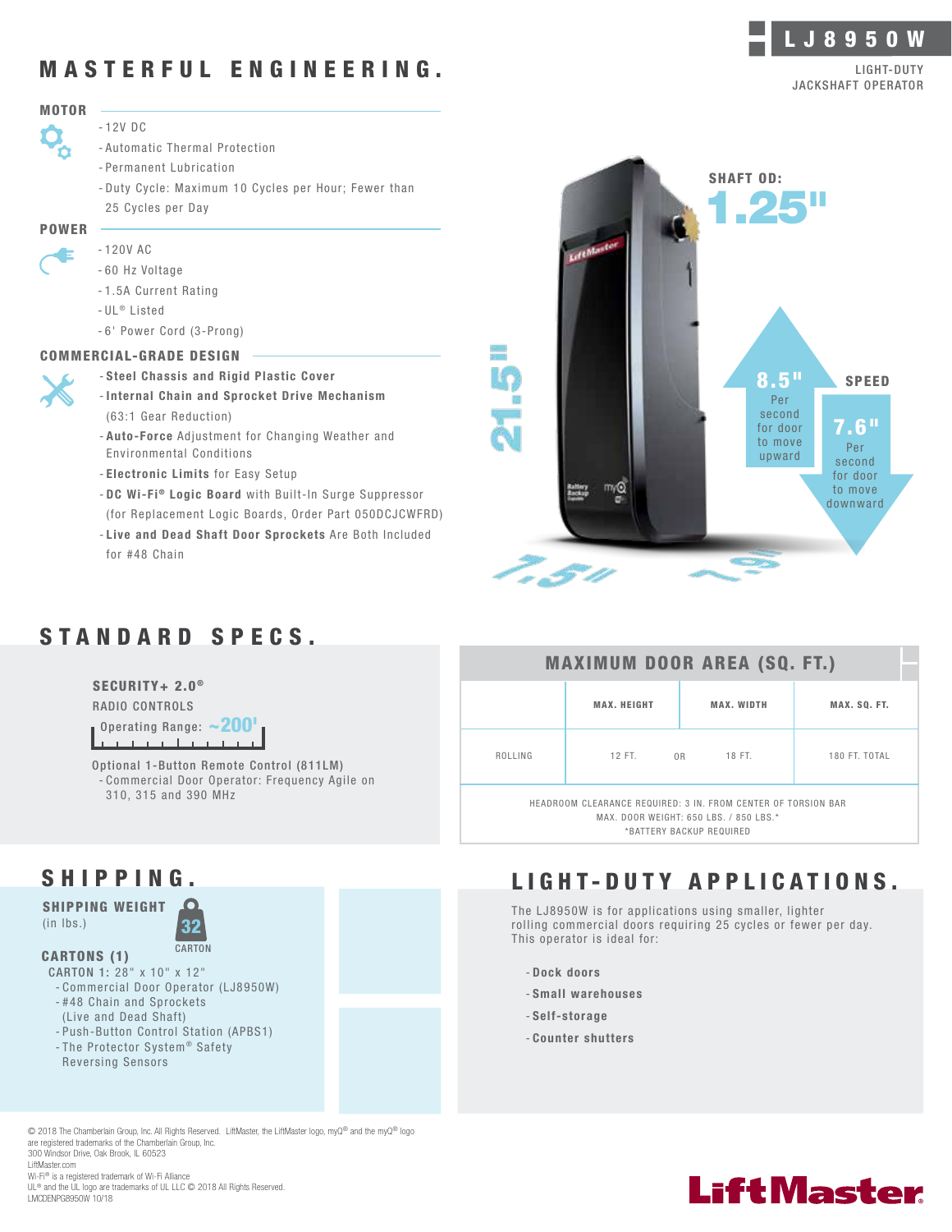# MASTERFUL ENGINEERING.

**LJ8950W**

LIGHT-DUTY
JACKSHAFT OPERATOR

### MOTOR

- 12V DC
- Automatic Thermal Protection
- Permanent Lubrication
- Duty Cycle: Maximum 10 Cycles per Hour; Fewer than 25 Cycles per Day

### POWER

- 120V AC
- 60 Hz Voltage
- 1.5A Current Rating
- UL® Listed
- 6' Power Cord (3-Prong)

### COMMERCIAL-GRADE DESIGN

- **Steel Chassis and Rigid Plastic Cover**
- **Internal Chain and Sprocket Drive Mechanism** (63:1 Gear Reduction)
- **Auto-Force** Adjustment for Changing Weather and Environmental Conditions
- **Electronic Limits** for Easy Setup
- **DC Wi-Fi® Logic Board** with Built-In Surge Suppressor (for Replacement Logic Boards, Order Part 050DCJCWFRD)
- **Live and Dead Shaft Door Sprockets** Are Both Included for #48 Chain

SHAFT OD: 1.25"

21.5"

7.5"

7.9"

SPEED

8.5" Per second for door to move upward

7.6" Per second for door to move downward

# STANDARD SPECS.

**SECURITY+ 2.0®**
RADIO CONTROLS

Operating Range: ~200'

Optional 1-Button Remote Control (811LM)
- Commercial Door Operator: Frequency Agile on 310, 315 and 390 MHz

### MAXIMUM DOOR AREA (SQ. FT.)

| | MAX. HEIGHT | | MAX. WIDTH | MAX. SQ. FT. |
|---|---|---|---|---|
| ROLLING | 12 FT. | OR | 18 FT. | 180 FT. TOTAL |

HEADROOM CLEARANCE REQUIRED: 3 IN. FROM CENTER OF TORSION BAR
MAX. DOOR WEIGHT: 650 LBS. / 850 LBS.*
*BATTERY BACKUP REQUIRED

# SHIPPING.

**SHIPPING WEIGHT**
(in lbs.)

32
CARTON

**CARTONS (1)**

CARTON 1: 28" x 10" x 12"
- Commercial Door Operator (LJ8950W)
- #48 Chain and Sprockets (Live and Dead Shaft)
- Push-Button Control Station (APBS1)
- The Protector System® Safety Reversing Sensors

# LIGHT-DUTY APPLICATIONS.

The LJ8950W is for applications using smaller, lighter rolling commercial doors requiring 25 cycles or fewer per day. This operator is ideal for:

- **Dock doors**
- **Small warehouses**
- **Self-storage**
- **Counter shutters**

© 2018 The Chamberlain Group, Inc. All Rights Reserved. LiftMaster, the LiftMaster logo, myQ® and the myQ® logo are registered trademarks of the Chamberlain Group, Inc.
300 Windsor Drive, Oak Brook, IL 60523
LiftMaster.com
Wi-Fi® is a registered trademark of Wi-Fi Alliance
UL® and the UL logo are trademarks of UL LLC © 2018 All Rights Reserved.
LMCDENPG8950W 10/18

LiftMaster